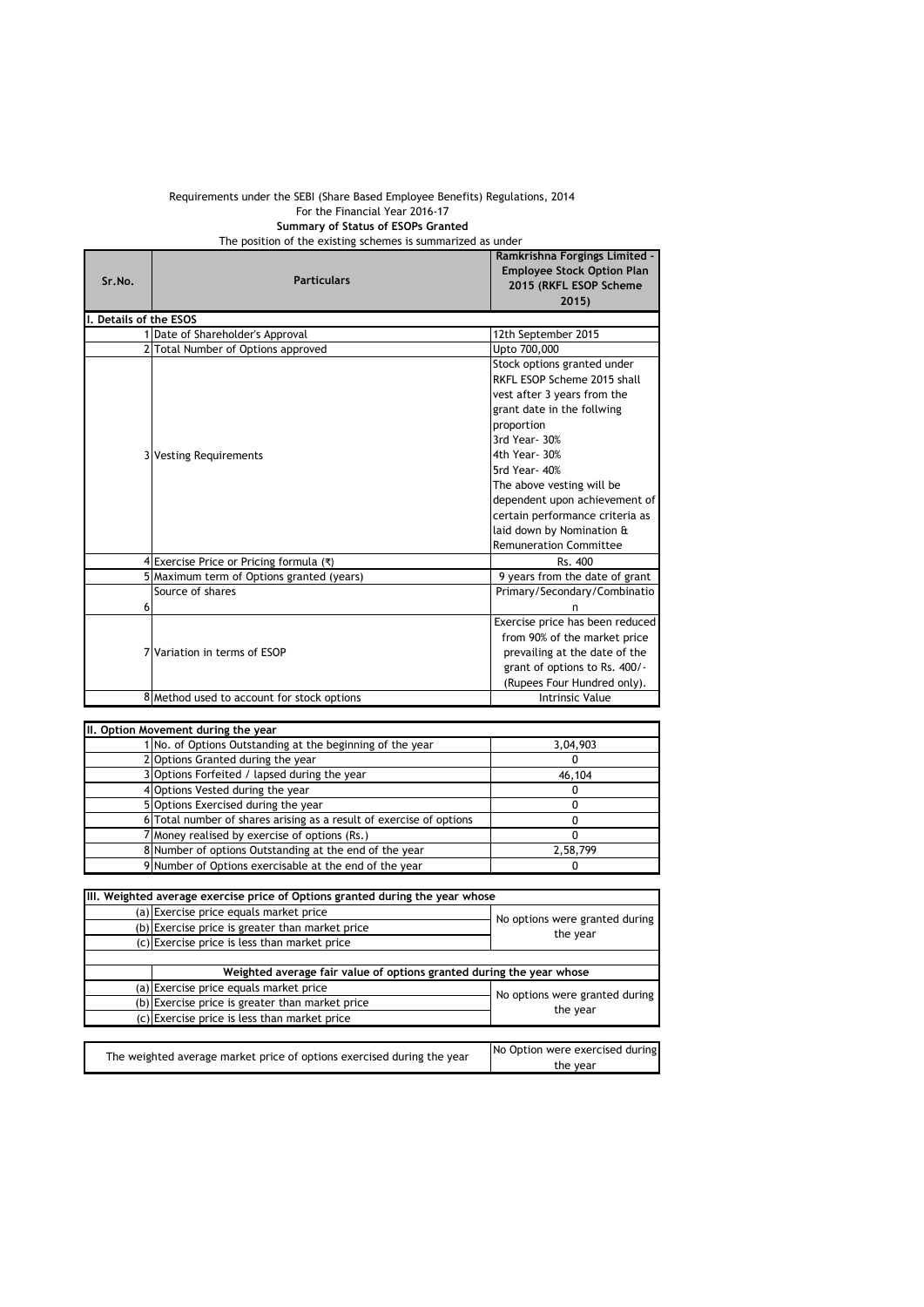Requirements under the SEBI (Share Based Employee Benefits) Regulations, 2014

For the Financial Year 2016-17

**Summary of Status of ESOPs Granted**

The position of the existing schemes is summarized as under

| Sr.No. | Particulars | Ramkrishna Forgings Limited - Employee Stock Option Plan 2015 (RKFL ESOP Scheme 2015) |
|---|---|---|
| **I. Details of the ESOS** | | |
| 1 | Date of Shareholder's Approval | 12th September 2015 |
| 2 | Total Number of Options approved | Upto 700,000 |
| 3 | Vesting Requirements | Stock options granted under RKFL ESOP Scheme 2015 shall vest after 3 years from the grant date in the follwing proportion 3rd Year- 30% 4th Year- 30% 5rd Year- 40% The above vesting will be dependent upon achievement of certain performance criteria as laid down by Nomination & Remuneration Committee |
| 4 | Exercise Price or Pricing formula (₹) | Rs. 400 |
| 5 | Maximum term of Options granted (years) | 9 years from the date of grant |
| 6 | Source of shares | Primary/Secondary/Combination |
| 7 | Variation in terms of ESOP | Exercise price has been reduced from 90% of the market price prevailing at the date of the grant of options to Rs. 400/- (Rupees Four Hundred only). |
| 8 | Method used to account for stock options | Intrinsic Value |

| **II. Option Movement during the year** | | |
|---|---|---|
| 1 | No. of Options Outstanding at the beginning of the year | 3,04,903 |
| 2 | Options Granted during the year | 0 |
| 3 | Options Forfeited / lapsed during the year | 46,104 |
| 4 | Options Vested during the year | 0 |
| 5 | Options Exercised during the year | 0 |
| 6 | Total number of shares arising as a result of exercise of options | 0 |
| 7 | Money realised by exercise of options (Rs.) | 0 |
| 8 | Number of options Outstanding at the end of the year | 2,58,799 |
| 9 | Number of Options exercisable at the end of the year | 0 |

| **III. Weighted average exercise price of Options granted during the year whose** | | |
|---|---|---|
| (a) | Exercise price equals market price | No options were granted during the year |
| (b) | Exercise price is greater than market price | |
| (c) | Exercise price is less than market price | |
| | **Weighted average fair value of options granted during the year whose** | |
| (a) | Exercise price equals market price | No options were granted during the year |
| (b) | Exercise price is greater than market price | |
| (c) | Exercise price is less than market price | |

| The weighted average market price of options exercised during the year | No Option were exercised during the year |
|---|---|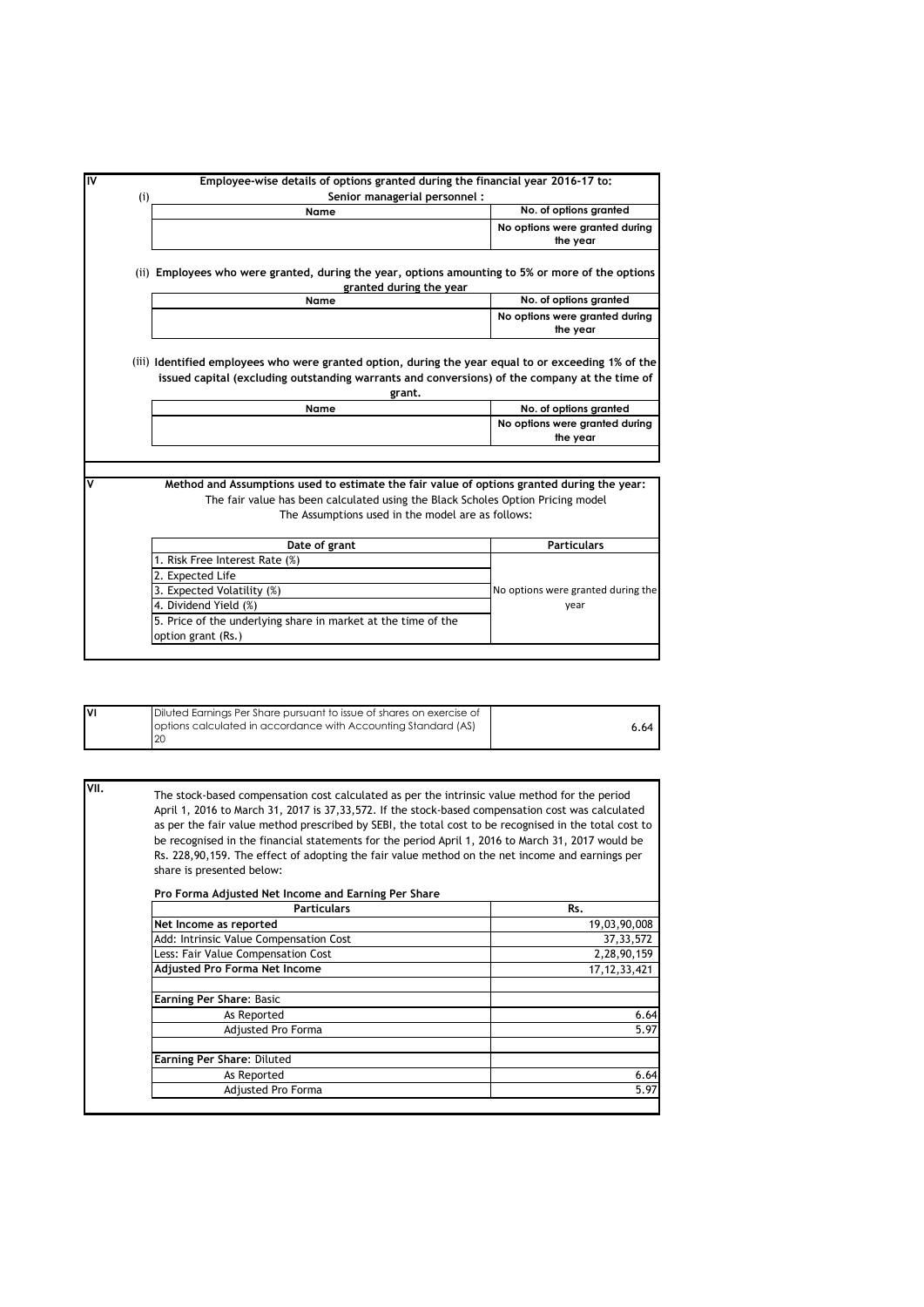## IV Employee-wise details of options granted during the financial year 2016-17 to:

**(i) Senior managerial personnel :**

| Name | No. of options granted |
|---|---|
| | No options were granted during the year |

**(ii) Employees who were granted, during the year, options amounting to 5% or more of the options granted during the year**

| Name | No. of options granted |
|---|---|
| | No options were granted during the year |

**(iii) Identified employees who were granted option, during the year equal to or exceeding 1% of the issued capital (excluding outstanding warrants and conversions) of the company at the time of grant.**

| Name | No. of options granted |
|---|---|
| | No options were granted during the year |

## V Method and Assumptions used to estimate the fair value of options granted during the year:

The fair value has been calculated using the Black Scholes Option Pricing model

The Assumptions used in the model are as follows:

| Date of grant | Particulars |
|---|---|
| 1. Risk Free Interest Rate (%) | No options were granted during the year |
| 2. Expected Life | |
| 3. Expected Volatility (%) | |
| 4. Dividend Yield (%) | |
| 5. Price of the underlying share in market at the time of the option grant (Rs.) | |

## VI

| | |
|---|---|
| Diluted Earnings Per Share pursuant to issue of shares on exercise of options calculated in accordance with Accounting Standard (AS) 20 | 6.64 |

## VII.

The stock-based compensation cost calculated as per the intrinsic value method for the period April 1, 2016 to March 31, 2017 is 37,33,572. If the stock-based compensation cost was calculated as per the fair value method prescribed by SEBI, the total cost to be recognised in the total cost to be recognised in the financial statements for the period April 1, 2016 to March 31, 2017 would be Rs. 228,90,159. The effect of adopting the fair value method on the net income and earnings per share is presented below:

**Pro Forma Adjusted Net Income and Earning Per Share**

| Particulars | Rs. |
|---|---|
| **Net Income as reported** | 19,03,90,008 |
| Add: Intrinsic Value Compensation Cost | 37,33,572 |
| Less: Fair Value Compensation Cost | 2,28,90,159 |
| **Adjusted Pro Forma Net Income** | 17,12,33,421 |
| | |
| **Earning Per Share**: Basic | |
| As Reported | 6.64 |
| Adjusted Pro Forma | 5.97 |
| | |
| **Earning Per Share**: Diluted | |
| As Reported | 6.64 |
| Adjusted Pro Forma | 5.97 |